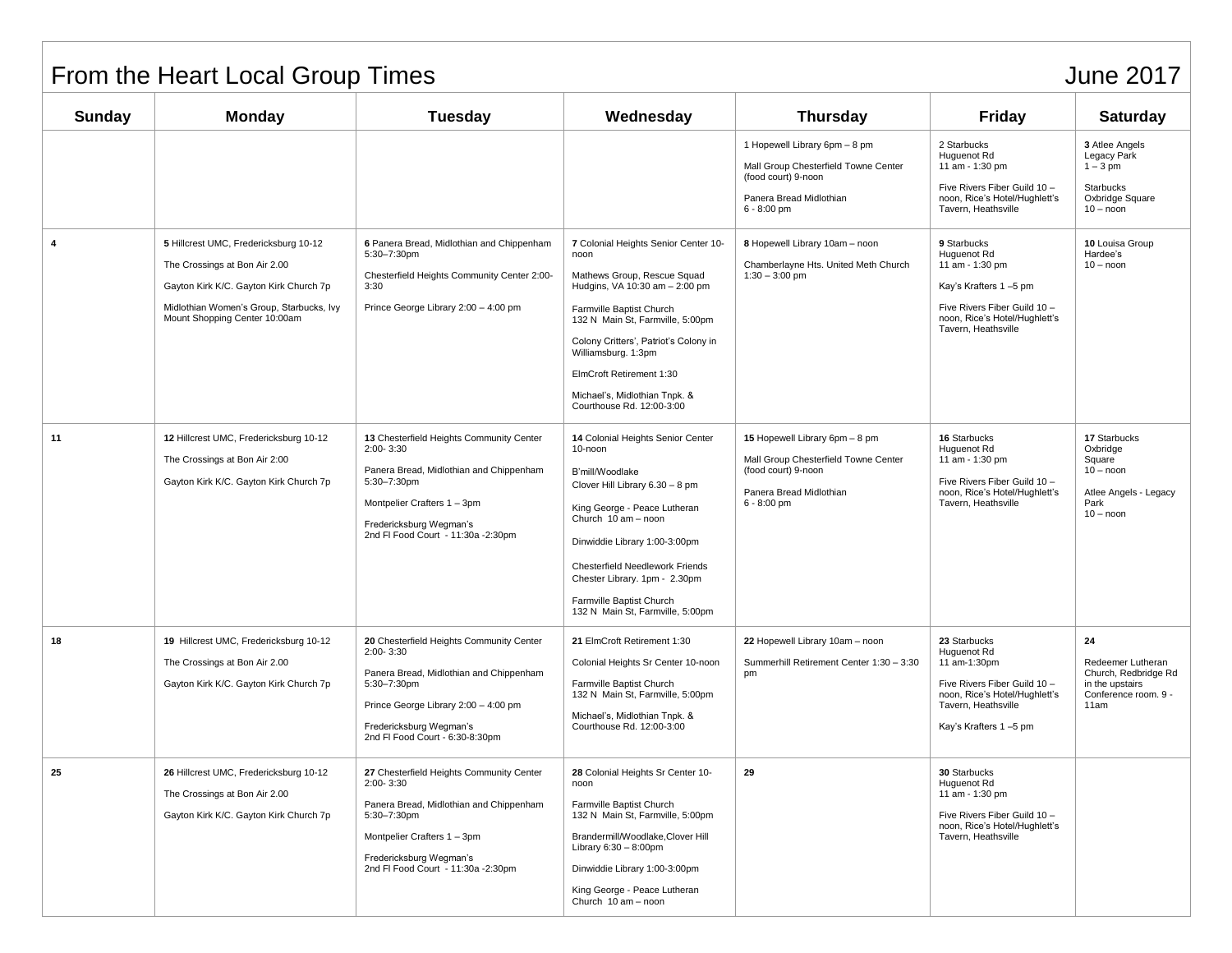# From the Heart Local Group Times

## June 2017

| Sunday | Monday | Tuesday | Wednesday | Thursday | Friday | Saturday |
|---|---|---|---|---|---|---|
| | | | | 1 Hopewell Library 6pm – 8 pm<br><br>Mall Group Chesterfield Towne Center (food court) 9-noon<br><br>Panera Bread Midlothian<br>6 - 8:00 pm | 2 Starbucks<br>Huguenot Rd<br>11 am - 1:30 pm<br><br>Five Rivers Fiber Guild 10 – noon, Rice's Hotel/Hughlett's Tavern, Heathsville | **3** Atlee Angels<br>Legacy Park<br>1 – 3 pm<br><br>Starbucks<br>Oxbridge Square<br>10 – noon |
| **4** | **5** Hillcrest UMC, Fredericksburg 10-12<br><br>The Crossings at Bon Air 2.00<br><br>Gayton Kirk K/C. Gayton Kirk Church 7p<br><br>Midlothian Women's Group, Starbucks, Ivy Mount Shopping Center 10:00am | **6** Panera Bread, Midlothian and Chippenham 5:30–7:30pm<br><br>Chesterfield Heights Community Center 2:00- 3:30<br><br>Prince George Library 2:00 – 4:00 pm | **7** Colonial Heights Senior Center 10-noon<br><br>Mathews Group, Rescue Squad Hudgins, VA 10:30 am – 2:00 pm<br><br>Farmville Baptist Church<br>132 N Main St, Farmville, 5:00pm<br><br>Colony Critters', Patriot's Colony in Williamsburg. 1:3pm<br><br>ElmCroft Retirement 1:30<br><br>Michael's, Midlothian Tnpk. & Courthouse Rd. 12:00-3:00 | **8** Hopewell Library 10am – noon<br><br>Chamberlayne Hts. United Meth Church 1:30 – 3:00 pm | **9** Starbucks<br>Huguenot Rd<br>11 am - 1:30 pm<br><br>Kay's Krafters 1 –5 pm<br><br>Five Rivers Fiber Guild 10 – noon, Rice's Hotel/Hughlett's Tavern, Heathsville | **10** Louisa Group<br>Hardee's<br>10 – noon |
| **11** | **12** Hillcrest UMC, Fredericksburg 10-12<br><br>The Crossings at Bon Air 2:00<br><br>Gayton Kirk K/C. Gayton Kirk Church 7p | **13** Chesterfield Heights Community Center 2:00- 3:30<br><br>Panera Bread, Midlothian and Chippenham 5:30–7:30pm<br><br>Montpelier Crafters 1 – 3pm<br><br>Fredericksburg Wegman's<br>2nd Fl Food Court - 11:30a -2:30pm | **14** Colonial Heights Senior Center 10-noon<br><br>B'mill/Woodlake<br>Clover Hill Library 6.30 – 8 pm<br><br>King George - Peace Lutheran Church 10 am – noon<br><br>Dinwiddie Library 1:00-3:00pm<br><br>Chesterfield Needlework Friends Chester Library. 1pm - 2.30pm<br><br>Farmville Baptist Church<br>132 N Main St, Farmville, 5:00pm | **15** Hopewell Library 6pm – 8 pm<br><br>Mall Group Chesterfield Towne Center (food court) 9-noon<br><br>Panera Bread Midlothian<br>6 - 8:00 pm | **16** Starbucks<br>Huguenot Rd<br>11 am - 1:30 pm<br><br>Five Rivers Fiber Guild 10 – noon, Rice's Hotel/Hughlett's Tavern, Heathsville | **17** Starbucks<br>Oxbridge<br>Square<br>10 – noon<br><br>Atlee Angels - Legacy Park<br>10 – noon |
| **18** | **19** Hillcrest UMC, Fredericksburg 10-12<br><br>The Crossings at Bon Air 2.00<br><br>Gayton Kirk K/C. Gayton Kirk Church 7p | **20** Chesterfield Heights Community Center 2:00- 3:30<br><br>Panera Bread, Midlothian and Chippenham 5:30–7:30pm<br><br>Prince George Library 2:00 – 4:00 pm<br><br>Fredericksburg Wegman's<br>2nd Fl Food Court - 6:30-8:30pm | **21** ElmCroft Retirement 1:30<br><br>Colonial Heights Sr Center 10-noon<br><br>Farmville Baptist Church<br>132 N Main St, Farmville, 5:00pm<br><br>Michael's, Midlothian Tnpk. & Courthouse Rd. 12:00-3:00 | **22** Hopewell Library 10am – noon<br><br>Summerhill Retirement Center 1:30 – 3:30 pm | **23** Starbucks<br>Huguenot Rd<br>11 am-1:30pm<br><br>Five Rivers Fiber Guild 10 – noon, Rice's Hotel/Hughlett's Tavern, Heathsville<br><br>Kay's Krafters 1 –5 pm | **24**<br><br>Redeemer Lutheran Church, Redbridge Rd in the upstairs Conference room. 9 - 11am |
| **25** | **26** Hillcrest UMC, Fredericksburg 10-12<br><br>The Crossings at Bon Air 2.00<br><br>Gayton Kirk K/C. Gayton Kirk Church 7p | **27** Chesterfield Heights Community Center 2:00- 3:30<br><br>Panera Bread, Midlothian and Chippenham 5:30–7:30pm<br><br>Montpelier Crafters 1 – 3pm<br><br>Fredericksburg Wegman's<br>2nd Fl Food Court - 11:30a -2:30pm | **28** Colonial Heights Sr Center 10-noon<br><br>Farmville Baptist Church<br>132 N Main St, Farmville, 5:00pm<br><br>Brandermill/Woodlake,Clover Hill Library 6:30 – 8:00pm<br><br>Dinwiddie Library 1:00-3:00pm<br><br>King George - Peace Lutheran Church 10 am – noon | **29** | **30** Starbucks<br>Huguenot Rd<br>11 am - 1:30 pm<br><br>Five Rivers Fiber Guild 10 – noon, Rice's Hotel/Hughlett's Tavern, Heathsville | |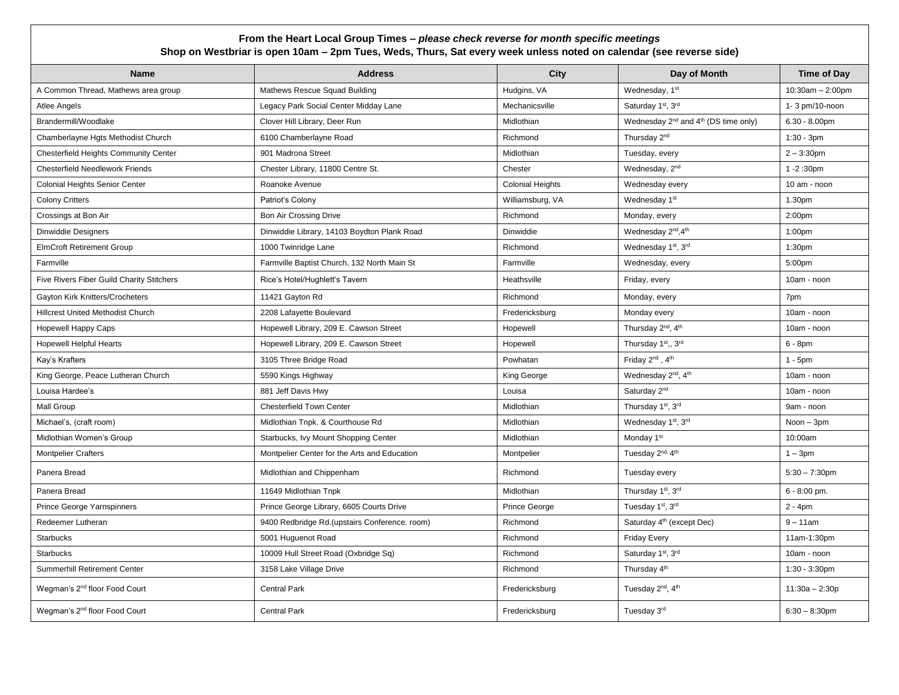**From the Heart Local Group Times – *please check reverse for month specific meetings***
**Shop on Westbriar is open 10am – 2pm Tues, Weds, Thurs, Sat every week unless noted on calendar (see reverse side)**

| Name | Address | City | Day of Month | Time of Day |
|---|---|---|---|---|
| A Common Thread, Mathews area group | Mathews Rescue Squad Building | Hudgins, VA | Wednesday, 1st | 10:30am – 2:00pm |
| Atlee Angels | Legacy Park Social Center Midday Lane | Mechanicsville | Saturday 1st, 3rd | 1- 3 pm/10-noon |
| Brandermill/Woodlake | Clover Hill Library, Deer Run | Midlothian | Wednesday 2nd and 4th (DS time only) | 6.30 - 8.00pm |
| Chamberlayne Hgts Methodist Church | 6100 Chamberlayne Road | Richmond | Thursday 2nd | 1:30 - 3pm |
| Chesterfield Heights Community Center | 901 Madrona Street | Midlothian | Tuesday, every | 2 – 3:30pm |
| Chesterfield Needlework Friends | Chester Library, 11800 Centre St. | Chester | Wednesday, 2nd | 1 -2 :30pm |
| Colonial Heights Senior Center | Roanoke Avenue | Colonial Heights | Wednesday every | 10 am - noon |
| Colony Critters | Patriot's Colony | Williamsburg, VA | Wednesday 1st | 1.30pm |
| Crossings at Bon Air | Bon Air Crossing Drive | Richmond | Monday, every | 2:00pm |
| Dinwiddie Designers | Dinwiddie Library, 14103 Boydton Plank Road | Dinwiddie | Wednesday 2nd,4th | 1:00pm |
| ElmCroft Retirement Group | 1000 Twinridge Lane | Richmond | Wednesday 1st, 3rd | 1:30pm |
| Farmville | Farmville Baptist Church, 132 North Main St | Farmville | Wednesday, every | 5:00pm |
| Five Rivers Fiber Guild Charity Stitchers | Rice's Hotel/Hughlett's Tavern | Heathsville | Friday, every | 10am - noon |
| Gayton Kirk Knitters/Crocheters | 11421 Gayton Rd | Richmond | Monday, every | 7pm |
| Hillcrest United Methodist Church | 2208 Lafayette Boulevard | Fredericksburg | Monday every | 10am - noon |
| Hopewell Happy Caps | Hopewell Library, 209 E. Cawson Street | Hopewell | Thursday 2nd, 4th | 10am - noon |
| Hopewell Helpful Hearts | Hopewell Library, 209 E. Cawson Street | Hopewell | Thursday 1st,, 3rd | 6 - 8pm |
| Kay's Krafters | 3105 Three Bridge Road | Powhatan | Friday 2nd , 4th | 1 - 5pm |
| King George, Peace Lutheran Church | 5590 Kings Highway | King George | Wednesday 2nd, 4th | 10am - noon |
| Louisa Hardee's | 881 Jeff Davis Hwy | Louisa | Saturday 2nd | 10am - noon |
| Mall Group | Chesterfield Town Center | Midlothian | Thursday 1st, 3rd | 9am - noon |
| Michael's, (craft room) | Midlothian Tnpk. & Courthouse Rd | Midlothian | Wednesday 1st, 3rd | Noon – 3pm |
| Midlothian Women's Group | Starbucks, Ivy Mount Shopping Center | Midlothian | Monday 1st | 10:00am |
| Montpelier Crafters | Montpelier Center for the Arts and Education | Montpelier | Tuesday 2nd, 4th | 1 – 3pm |
| Panera Bread | Midlothian and Chippenham | Richmond | Tuesday every | 5:30 – 7:30pm |
| Panera Bread | 11649 Midlothian Tnpk | Midlothian | Thursday 1st, 3rd | 6 - 8:00 pm. |
| Prince George Yarnspinners | Prince George Library, 6605 Courts Drive | Prince George | Tuesday 1st, 3rd | 2 - 4pm |
| Redeemer Lutheran | 9400 Redbridge Rd.(upstairs Conference. room) | Richmond | Saturday 4th (except Dec) | 9 – 11am |
| Starbucks | 5001 Huguenot Road | Richmond | Friday Every | 11am-1:30pm |
| Starbucks | 10009 Hull Street Road (Oxbridge Sq) | Richmond | Saturday 1st, 3rd | 10am - noon |
| Summerhill Retirement Center | 3158 Lake Village Drive | Richmond | Thursday 4th | 1:30 - 3:30pm |
| Wegman's 2nd floor Food Court | Central Park | Fredericksburg | Tuesday 2nd, 4th | 11:30a – 2:30p |
| Wegman's 2nd floor Food Court | Central Park | Fredericksburg | Tuesday 3rd | 6:30 – 8:30pm |